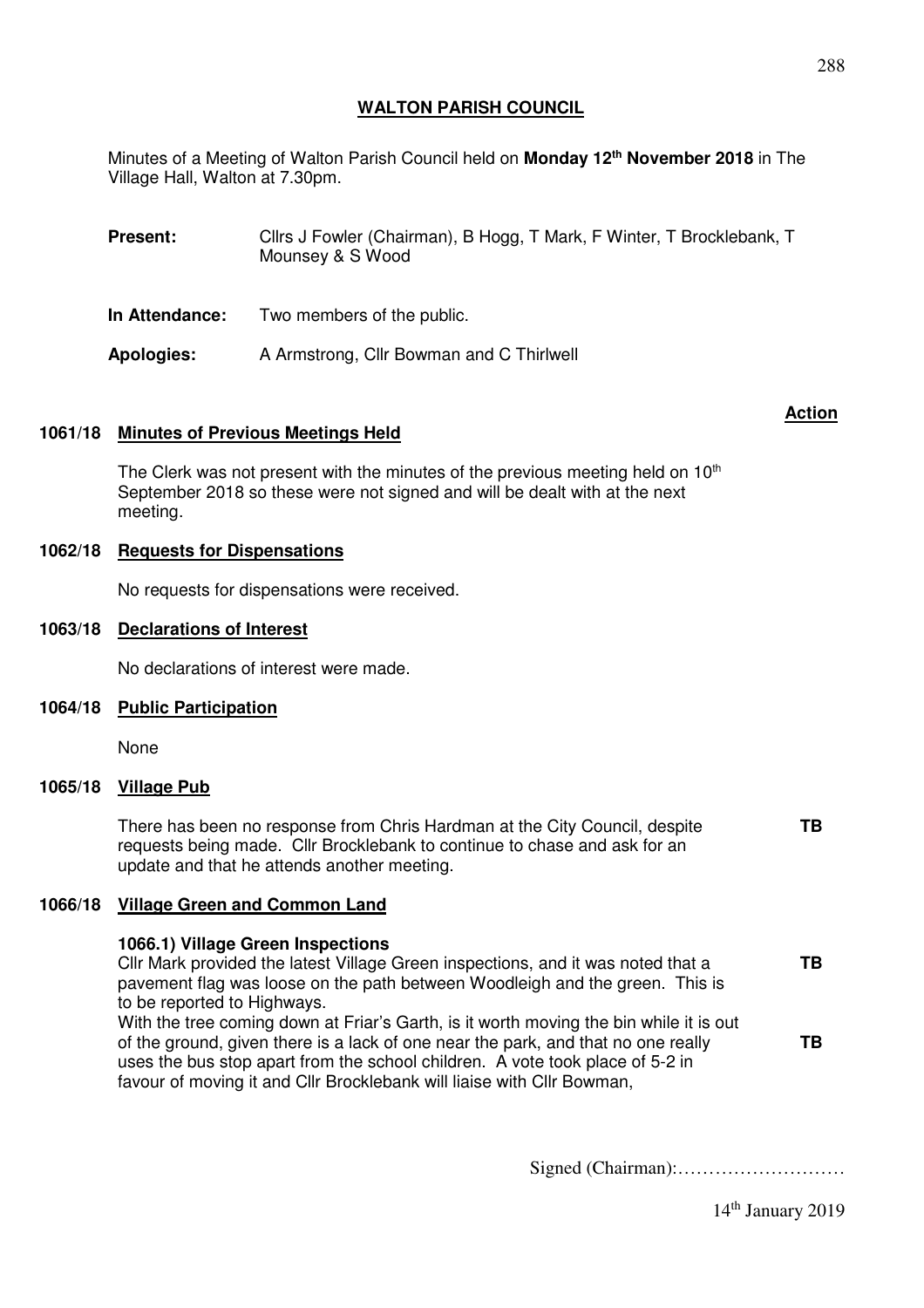# WALTON PARISH COUNCIL

Minutes of a Meeting of Walton Parish Council held on **Monday 12th November 2018** in The Village Hall, Walton at 7.30pm.

**Present:** Cllrs J Fowler (Chairman), B Hogg, T Mark, F Winter, T Brocklebank, T Mounsey & S Wood

**In Attendance:** Two members of the public.

**Apologies:** A Armstrong, Cllr Bowman and C Thirlwell

**Action**

## 1061/18 Minutes of Previous Meetings Held

The Clerk was not present with the minutes of the previous meeting held on 10th September 2018 so these were not signed and will be dealt with at the next meeting.

## 1062/18 Requests for Dispensations

No requests for dispensations were received.

## 1063/18 Declarations of Interest

No declarations of interest were made.

## 1064/18 Public Participation

None

## 1065/18 Village Pub

There has been no response from Chris Hardman at the City Council, despite requests being made. Cllr Brocklebank to continue to chase and ask for an update and that he attends another meeting. **TB**

## 1066/18 Village Green and Common Land

**1066.1) Village Green Inspections**

Cllr Mark provided the latest Village Green inspections, and it was noted that a pavement flag was loose on the path between Woodleigh and the green. This is to be reported to Highways. **TB**

With the tree coming down at Friar's Garth, is it worth moving the bin while it is out of the ground, given there is a lack of one near the park, and that no one really uses the bus stop apart from the school children. A vote took place of 5-2 in favour of moving it and Cllr Brocklebank will liaise with Cllr Bowman, **TB**

Signed (Chairman):………………………

14th January 2019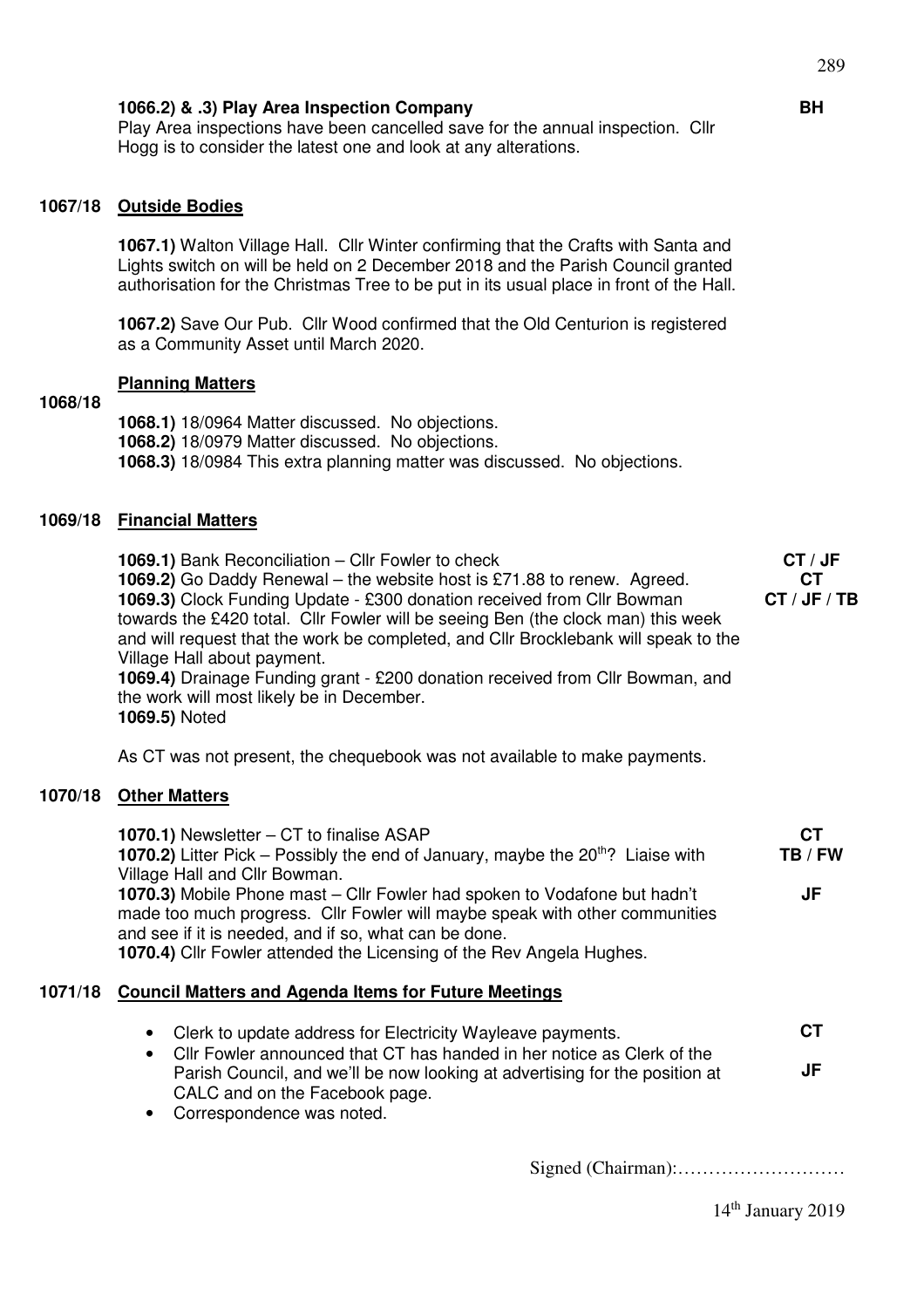**1066.2) & .3) Play Area Inspection Company** **BH**

Play Area inspections have been cancelled save for the annual inspection. Cllr Hogg is to consider the latest one and look at any alterations.

## 1067/18 Outside Bodies

**1067.1)** Walton Village Hall. Cllr Winter confirming that the Crafts with Santa and Lights switch on will be held on 2 December 2018 and the Parish Council granted authorisation for the Christmas Tree to be put in its usual place in front of the Hall.

**1067.2)** Save Our Pub. Cllr Wood confirmed that the Old Centurion is registered as a Community Asset until March 2020.

## 1068/18 Planning Matters

**1068.1)** 18/0964 Matter discussed. No objections.
**1068.2)** 18/0979 Matter discussed. No objections.
**1068.3)** 18/0984 This extra planning matter was discussed. No objections.

## 1069/18 Financial Matters

**1069.1)** Bank Reconciliation – Cllr Fowler to check **CT / JF**
**1069.2)** Go Daddy Renewal – the website host is £71.88 to renew. Agreed. **CT**
**1069.3)** Clock Funding Update - £300 donation received from Cllr Bowman towards the £420 total. Cllr Fowler will be seeing Ben (the clock man) this week and will request that the work be completed, and Cllr Brocklebank will speak to the Village Hall about payment. **CT / JF / TB**
**1069.4)** Drainage Funding grant - £200 donation received from Cllr Bowman, and the work will most likely be in December.
**1069.5)** Noted

As CT was not present, the chequebook was not available to make payments.

## 1070/18 Other Matters

**1070.1)** Newsletter – CT to finalise ASAP **CT**
**1070.2)** Litter Pick – Possibly the end of January, maybe the 20th? Liaise with Village Hall and Cllr Bowman. **TB / FW**
**1070.3)** Mobile Phone mast – Cllr Fowler had spoken to Vodafone but hadn't made too much progress. Cllr Fowler will maybe speak with other communities and see if it is needed, and if so, what can be done. **JF**
**1070.4)** Cllr Fowler attended the Licensing of the Rev Angela Hughes.

## 1071/18 Council Matters and Agenda Items for Future Meetings

- Clerk to update address for Electricity Wayleave payments. **CT**
- Cllr Fowler announced that CT has handed in her notice as Clerk of the Parish Council, and we'll be now looking at advertising for the position at CALC and on the Facebook page. **JF**
- Correspondence was noted.

Signed (Chairman):………………………

14th January 2019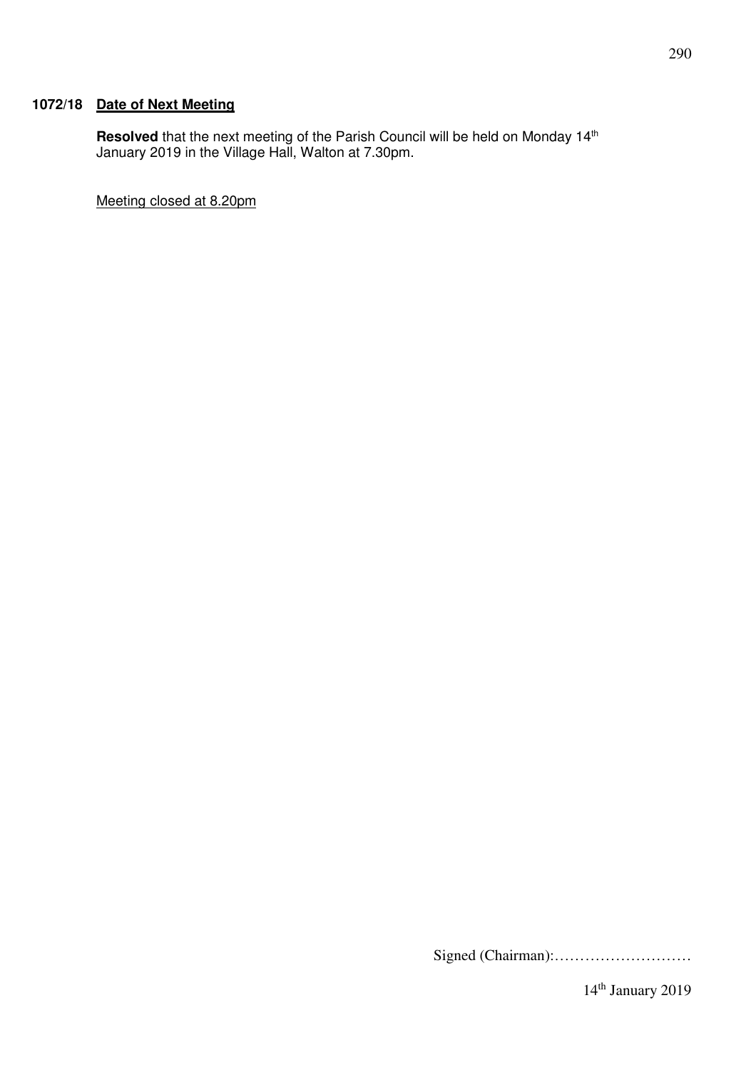**1072/18 Date of Next Meeting**

**Resolved** that the next meeting of the Parish Council will be held on Monday 14th January 2019 in the Village Hall, Walton at 7.30pm.

Meeting closed at 8.20pm

Signed (Chairman):………………………

14th January 2019